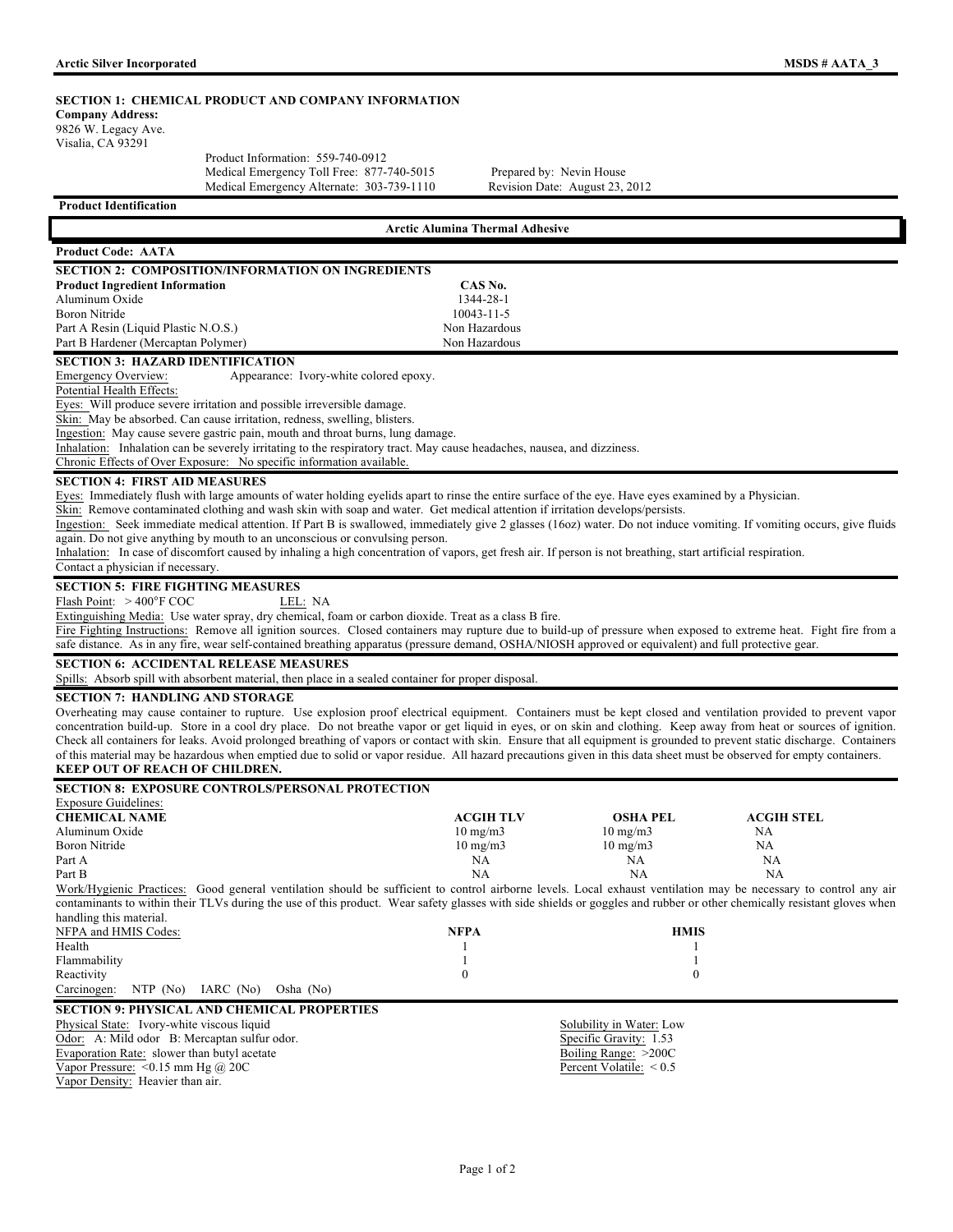## SECTION 1: CHEMICAL PRODUCT AND COMPANY INFORMATION

**Company Address:**
9826 W. Legacy Ave.
Visalia, CA 93291

Product Information: 559-740-0912
Medical Emergency Toll Free: 877-740-5015
Medical Emergency Alternate: 303-739-1110

Prepared by: Nevin House
Revision Date: August 23, 2012

**Product Identification**

**Arctic Alumina Thermal Adhesive**

**Product Code: AATA**

## SECTION 2: COMPOSITION/INFORMATION ON INGREDIENTS

| Product Ingredient Information | CAS No. |
|---|---|
| Aluminum Oxide | 1344-28-1 |
| Boron Nitride | 10043-11-5 |
| Part A Resin (Liquid Plastic N.O.S.) | Non Hazardous |
| Part B Hardener (Mercaptan Polymer) | Non Hazardous |

## SECTION 3: HAZARD IDENTIFICATION

Emergency Overview: Appearance: Ivory-white colored epoxy.

Potential Health Effects:

Eyes: Will produce severe irritation and possible irreversible damage.

Skin: May be absorbed. Can cause irritation, redness, swelling, blisters.

Ingestion: May cause severe gastric pain, mouth and throat burns, lung damage.

Inhalation: Inhalation can be severely irritating to the respiratory tract. May cause headaches, nausea, and dizziness.

Chronic Effects of Over Exposure: No specific information available.

## SECTION 4: FIRST AID MEASURES

Eyes: Immediately flush with large amounts of water holding eyelids apart to rinse the entire surface of the eye. Have eyes examined by a Physician.

Skin: Remove contaminated clothing and wash skin with soap and water. Get medical attention if irritation develops/persists.

Ingestion: Seek immediate medical attention. If Part B is swallowed, immediately give 2 glasses (16oz) water. Do not induce vomiting. If vomiting occurs, give fluids again. Do not give anything by mouth to an unconscious or convulsing person.

Inhalation: In case of discomfort caused by inhaling a high concentration of vapors, get fresh air. If person is not breathing, start artificial respiration. Contact a physician if necessary.

## SECTION 5: FIRE FIGHTING MEASURES

Flash Point: > 400°F COC LEL: NA

Extinguishing Media: Use water spray, dry chemical, foam or carbon dioxide. Treat as a class B fire.

Fire Fighting Instructions: Remove all ignition sources. Closed containers may rupture due to build-up of pressure when exposed to extreme heat. Fight fire from a safe distance. As in any fire, wear self-contained breathing apparatus (pressure demand, OSHA/NIOSH approved or equivalent) and full protective gear.

## SECTION 6: ACCIDENTAL RELEASE MEASURES

Spills: Absorb spill with absorbent material, then place in a sealed container for proper disposal.

## SECTION 7: HANDLING AND STORAGE

Overheating may cause container to rupture. Use explosion proof electrical equipment. Containers must be kept closed and ventilation provided to prevent vapor concentration build-up. Store in a cool dry place. Do not breathe vapor or get liquid in eyes, or on skin and clothing. Keep away from heat or sources of ignition. Check all containers for leaks. Avoid prolonged breathing of vapors or contact with skin. Ensure that all equipment is grounded to prevent static discharge. Containers of this material may be hazardous when emptied due to solid or vapor residue. All hazard precautions given in this data sheet must be observed for empty containers.

**KEEP OUT OF REACH OF CHILDREN.**

## SECTION 8: EXPOSURE CONTROLS/PERSONAL PROTECTION

Exposure Guidelines:

| CHEMICAL NAME | ACGIH TLV | OSHA PEL | ACGIH STEL |
|---|---|---|---|
| Aluminum Oxide | 10 mg/m3 | 10 mg/m3 | NA |
| Boron Nitride | 10 mg/m3 | 10 mg/m3 | NA |
| Part A | NA | NA | NA |
| Part B | NA | NA | NA |

Work/Hygienic Practices: Good general ventilation should be sufficient to control airborne levels. Local exhaust ventilation may be necessary to control any air contaminants to within their TLVs during the use of this product. Wear safety glasses with side shields or goggles and rubber or other chemically resistant gloves when handling this material.

| NFPA and HMIS Codes: | NFPA | HMIS |
|---|---|---|
| Health | 1 | 1 |
| Flammability | 1 | 1 |
| Reactivity | 0 | 0 |

Carcinogen: NTP (No) IARC (No) Osha (No)

## SECTION 9: PHYSICAL AND CHEMICAL PROPERTIES

Physical State: Ivory-white viscous liquid

Odor: A: Mild odor B: Mercaptan sulfur odor.

Evaporation Rate: slower than butyl acetate

Vapor Pressure: <0.15 mm Hg @ 20C

Vapor Density: Heavier than air.

Solubility in Water: Low

Specific Gravity: 1.53

Boiling Range: >200C

Percent Volatile: < 0.5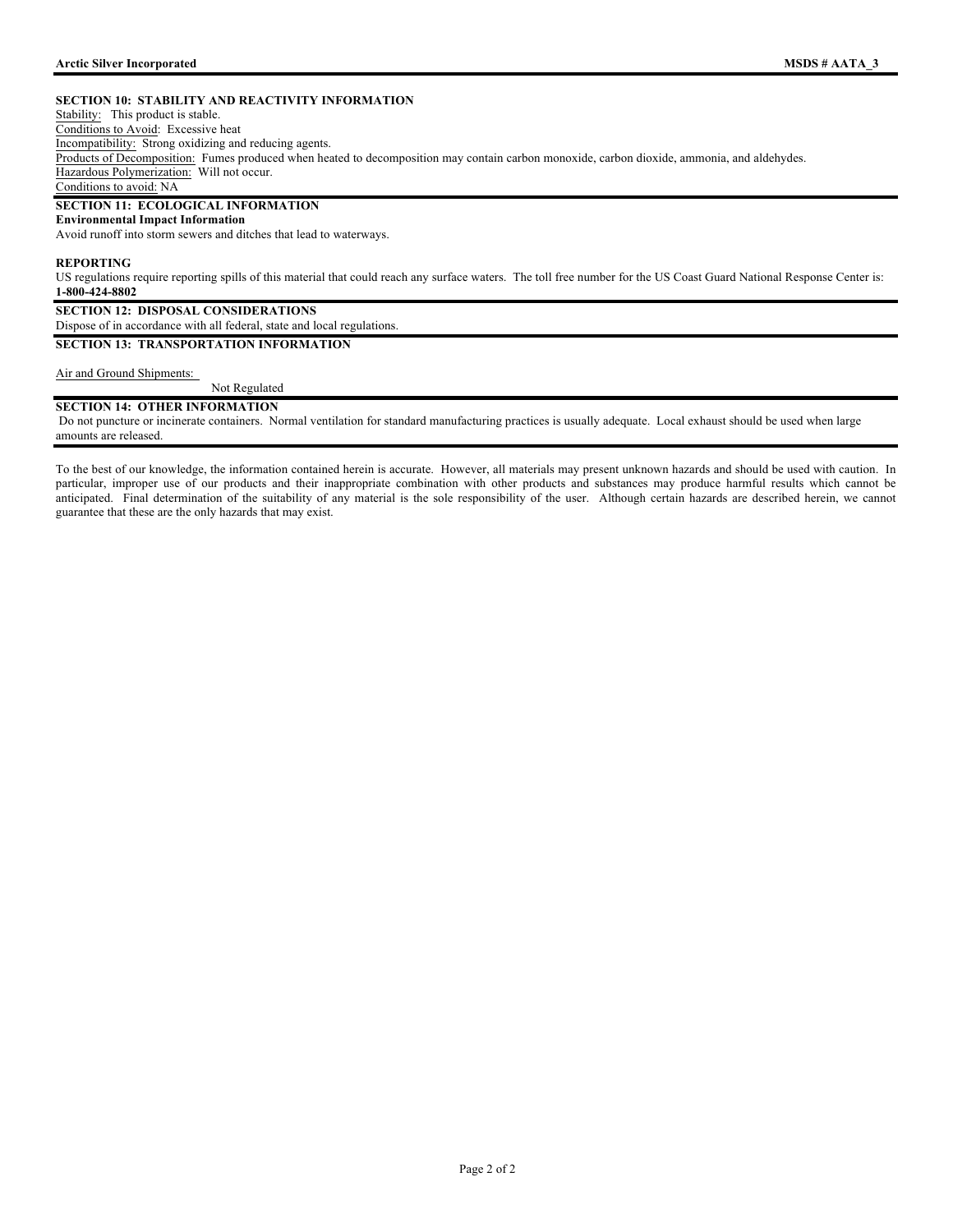## SECTION 10: STABILITY AND REACTIVITY INFORMATION

Stability: This product is stable.
Conditions to Avoid: Excessive heat
Incompatibility: Strong oxidizing and reducing agents.
Products of Decomposition: Fumes produced when heated to decomposition may contain carbon monoxide, carbon dioxide, ammonia, and aldehydes.
Hazardous Polymerization: Will not occur.
Conditions to avoid: NA

## SECTION 11: ECOLOGICAL INFORMATION

**Environmental Impact Information**

Avoid runoff into storm sewers and ditches that lead to waterways.

**REPORTING**

US regulations require reporting spills of this material that could reach any surface waters. The toll free number for the US Coast Guard National Response Center is: **1-800-424-8802**

## SECTION 12: DISPOSAL CONSIDERATIONS

Dispose of in accordance with all federal, state and local regulations.

## SECTION 13: TRANSPORTATION INFORMATION

Air and Ground Shipments:
Not Regulated

## SECTION 14: OTHER INFORMATION

Do not puncture or incinerate containers. Normal ventilation for standard manufacturing practices is usually adequate. Local exhaust should be used when large amounts are released.

To the best of our knowledge, the information contained herein is accurate. However, all materials may present unknown hazards and should be used with caution. In particular, improper use of our products and their inappropriate combination with other products and substances may produce harmful results which cannot be anticipated. Final determination of the suitability of any material is the sole responsibility of the user. Although certain hazards are described herein, we cannot guarantee that these are the only hazards that may exist.